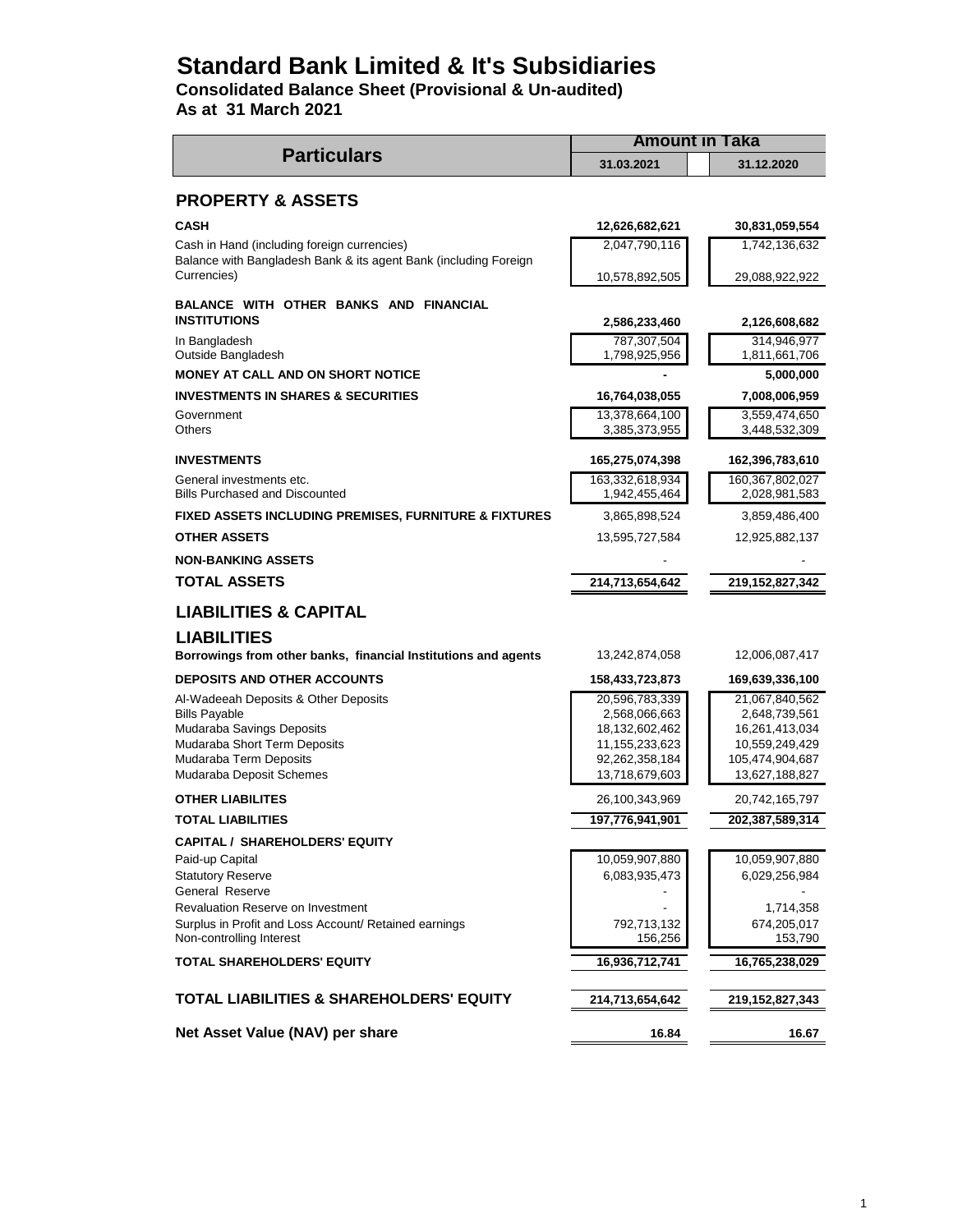# Standard Bank Limited & It's Subsidiaries

## Consolidated Balance Sheet (Provisional & Un-audited)

## As at 31 March 2021

| Particulars | Amount in Taka | |
|---|---|---|
| | 31.03.2021 | 31.12.2020 |
| **PROPERTY & ASSETS** | | |
| **CASH** | **12,626,682,621** | **30,831,059,554** |
| Cash in Hand (including foreign currencies) | 2,047,790,116 | 1,742,136,632 |
| Balance with Bangladesh Bank & its agent Bank (including Foreign Currencies) | 10,578,892,505 | 29,088,922,922 |
| **BALANCE WITH OTHER BANKS AND FINANCIAL INSTITUTIONS** | **2,586,233,460** | **2,126,608,682** |
| In Bangladesh | 787,307,504 | 314,946,977 |
| Outside Bangladesh | 1,798,925,956 | 1,811,661,706 |
| **MONEY AT CALL AND ON SHORT NOTICE** | **-** | **5,000,000** |
| **INVESTMENTS IN SHARES & SECURITIES** | **16,764,038,055** | **7,008,006,959** |
| Government | 13,378,664,100 | 3,559,474,650 |
| Others | 3,385,373,955 | 3,448,532,309 |
| **INVESTMENTS** | **165,275,074,398** | **162,396,783,610** |
| General investments etc. | 163,332,618,934 | 160,367,802,027 |
| Bills Purchased and Discounted | 1,942,455,464 | 2,028,981,583 |
| **FIXED ASSETS INCLUDING PREMISES, FURNITURE & FIXTURES** | 3,865,898,524 | 3,859,486,400 |
| **OTHER ASSETS** | 13,595,727,584 | 12,925,882,137 |
| **NON-BANKING ASSETS** | - | - |
| **TOTAL ASSETS** | **214,713,654,642** | **219,152,827,342** |
| **LIABILITIES & CAPITAL** | | |
| **LIABILITIES** | | |
| **Borrowings from other banks, financial Institutions and agents** | 13,242,874,058 | 12,006,087,417 |
| **DEPOSITS AND OTHER ACCOUNTS** | **158,433,723,873** | **169,639,336,100** |
| Al-Wadeeah Deposits & Other Deposits | 20,596,783,339 | 21,067,840,562 |
| Bills Payable | 2,568,066,663 | 2,648,739,561 |
| Mudaraba Savings Deposits | 18,132,602,462 | 16,261,413,034 |
| Mudaraba Short Term Deposits | 11,155,233,623 | 10,559,249,429 |
| Mudaraba Term Deposits | 92,262,358,184 | 105,474,904,687 |
| Mudaraba Deposit Schemes | 13,718,679,603 | 13,627,188,827 |
| **OTHER LIABILITES** | 26,100,343,969 | 20,742,165,797 |
| **TOTAL LIABILITIES** | **197,776,941,901** | **202,387,589,314** |
| **CAPITAL / SHAREHOLDERS' EQUITY** | | |
| Paid-up Capital | 10,059,907,880 | 10,059,907,880 |
| Statutory Reserve | 6,083,935,473 | 6,029,256,984 |
| General Reserve | - | - |
| Revaluation Reserve on Investment | - | 1,714,358 |
| Surplus in Profit and Loss Account/ Retained earnings | 792,713,132 | 674,205,017 |
| Non-controlling Interest | 156,256 | 153,790 |
| **TOTAL SHAREHOLDERS' EQUITY** | **16,936,712,741** | **16,765,238,029** |
| **TOTAL LIABILITIES & SHAREHOLDERS' EQUITY** | **214,713,654,642** | **219,152,827,343** |
| **Net Asset Value (NAV) per share** | **16.84** | **16.67** |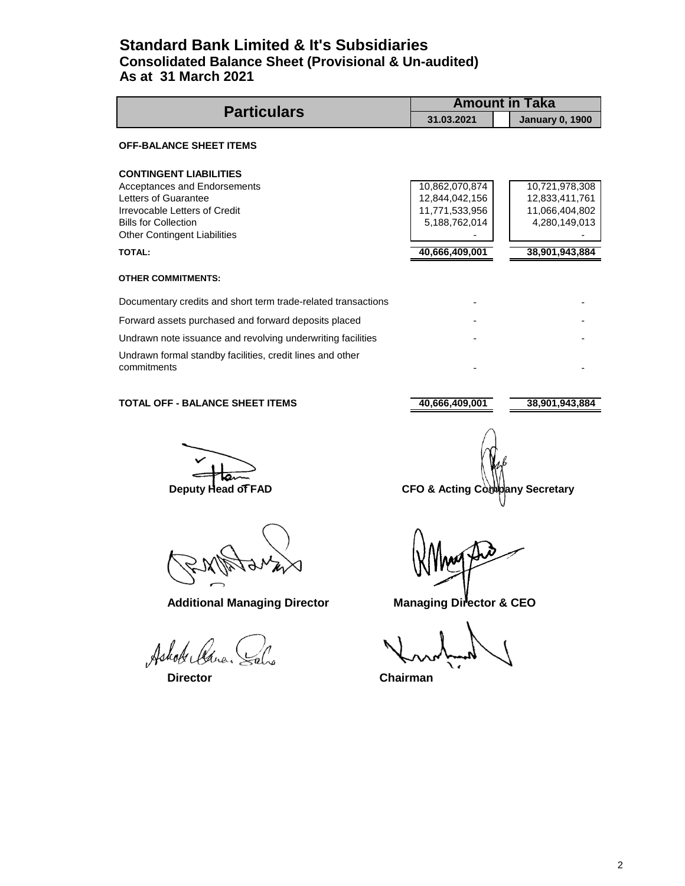# Standard Bank Limited & It's Subsidiaries
## Consolidated Balance Sheet (Provisional & Un-audited)
## As at 31 March 2021

| Particulars | Amount in Taka | |
|---|---|---|
| | 31.03.2021 | January 0, 1900 |
| **OFF-BALANCE SHEET ITEMS** | | |
| **CONTINGENT LIABILITIES** | | |
| Acceptances and Endorsements | 10,862,070,874 | 10,721,978,308 |
| Letters of Guarantee | 12,844,042,156 | 12,833,411,761 |
| Irrevocable Letters of Credit | 11,771,533,956 | 11,066,404,802 |
| Bills for Collection | 5,188,762,014 | 4,280,149,013 |
| Other Contingent Liabilities | - | - |
| **TOTAL:** | **40,666,409,001** | **38,901,943,884** |
| **OTHER COMMITMENTS:** | | |
| Documentary credits and short term trade-related transactions | - | - |
| Forward assets purchased and forward deposits placed | - | - |
| Undrawn note issuance and revolving underwriting facilities | - | - |
| Undrawn formal standby facilities, credit lines and other commitments | - | - |
| **TOTAL OFF - BALANCE SHEET ITEMS** | **40,666,409,001** | **38,901,943,884** |

**Deputy Head of FAD** | **CFO & Acting Company Secretary**

**Additional Managing Director** | **Managing Director & CEO**

**Director** | **Chairman**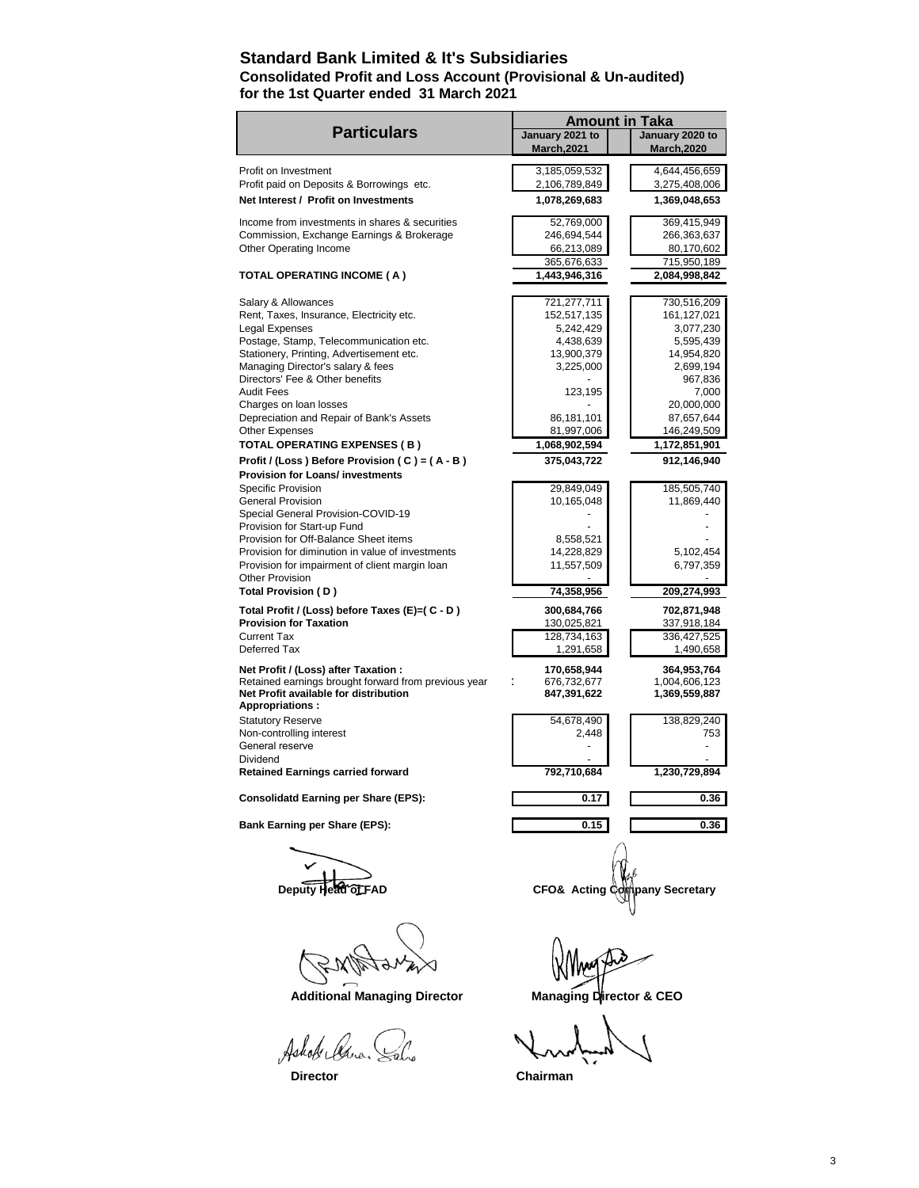# Standard Bank Limited & It's Subsidiaries

**Consolidated Profit and Loss Account (Provisional & Un-audited)**
**for the 1st Quarter ended 31 March 2021**

| Particulars | Amount in Taka | |
|---|---|---|
| | January 2021 to March,2021 | January 2020 to March,2020 |
| Profit on Investment | 3,185,059,532 | 4,644,456,659 |
| Profit paid on Deposits & Borrowings etc. | 2,106,789,849 | 3,275,408,006 |
| **Net Interest / Profit on Investments** | **1,078,269,683** | **1,369,048,653** |
| Income from investments in shares & securities | 52,769,000 | 369,415,949 |
| Commission, Exchange Earnings & Brokerage | 246,694,544 | 266,363,637 |
| Other Operating Income | 66,213,089 | 80,170,602 |
| | 365,676,633 | 715,950,189 |
| **TOTAL OPERATING INCOME ( A )** | **1,443,946,316** | **2,084,998,842** |
| Salary & Allowances | 721,277,711 | 730,516,209 |
| Rent, Taxes, Insurance, Electricity etc. | 152,517,135 | 161,127,021 |
| Legal Expenses | 5,242,429 | 3,077,230 |
| Postage, Stamp, Telecommunication etc. | 4,438,639 | 5,595,439 |
| Stationery, Printing, Advertisement etc. | 13,900,379 | 14,954,820 |
| Managing Director's salary & fees | 3,225,000 | 2,699,194 |
| Directors' Fee & Other benefits | - | 967,836 |
| Audit Fees | 123,195 | 7,000 |
| Charges on loan losses | - | 20,000,000 |
| Depreciation and Repair of Bank's Assets | 86,181,101 | 87,657,644 |
| Other Expenses | 81,997,006 | 146,249,509 |
| **TOTAL OPERATING EXPENSES ( B )** | **1,068,902,594** | **1,172,851,901** |
| **Profit / (Loss ) Before Provision ( C ) = ( A - B )** | **375,043,722** | **912,146,940** |
| **Provision for Loans/ investments** | | |
| Specific Provision | 29,849,049 | 185,505,740 |
| General Provision | 10,165,048 | 11,869,440 |
| Special General Provision-COVID-19 | - | - |
| Provision for Start-up Fund | - | - |
| Provision for Off-Balance Sheet items | 8,558,521 | - |
| Provision for diminution in value of investments | 14,228,829 | 5,102,454 |
| Provision for impairment of client margin loan | 11,557,509 | 6,797,359 |
| Other Provision | - | - |
| **Total Provision ( D )** | **74,358,956** | **209,274,993** |
| **Total Profit / (Loss) before Taxes (E)=( C - D )** | **300,684,766** | **702,871,948** |
| **Provision for Taxation** | 130,025,821 | 337,918,184 |
| Current Tax | 128,734,163 | 336,427,525 |
| Deferred Tax | 1,291,658 | 1,490,658 |
| **Net Profit / (Loss) after Taxation :** | **170,658,944** | **364,953,764** |
| Retained earnings brought forward from previous year | 676,732,677 | 1,004,606,123 |
| **Net Profit available for distribution** | **847,391,622** | **1,369,559,887** |
| **Appropriations :** | | |
| Statutory Reserve | 54,678,490 | 138,829,240 |
| Non-controlling interest | 2,448 | 753 |
| General reserve | - | - |
| Dividend | - | - |
| **Retained Earnings carried forward** | **792,710,684** | **1,230,729,894** |
| **Consolidatd Earning per Share (EPS):** | **0.17** | **0.36** |
| **Bank Earning per Share (EPS):** | **0.15** | **0.36** |

**Deputy Head of FAD** | **CFO& Acting Company Secretary**

**Additional Managing Director** | **Managing Director & CEO**

**Director** | **Chairman**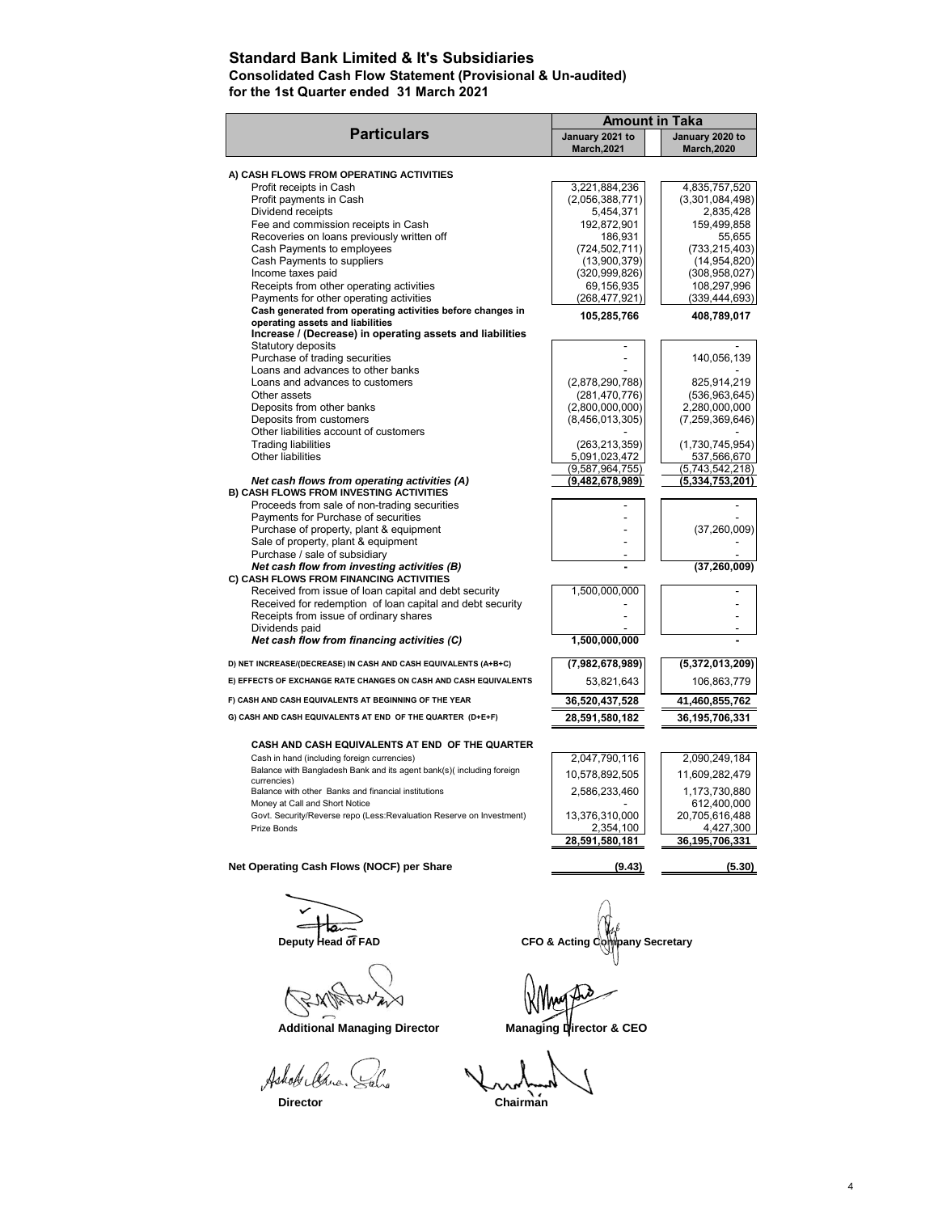# Standard Bank Limited & It's Subsidiaries

**Consolidated Cash Flow Statement (Provisional & Un-audited)**

**for the 1st Quarter ended 31 March 2021**

| Particulars | Amount in Taka | |
|---|---|---|
| | January 2021 to March,2021 | January 2020 to March,2020 |
| **A) CASH FLOWS FROM OPERATING ACTIVITIES** | | |
| Profit receipts in Cash | 3,221,884,236 | 4,835,757,520 |
| Profit payments in Cash | (2,056,388,771) | (3,301,084,498) |
| Dividend receipts | 5,454,371 | 2,835,428 |
| Fee and commission receipts in Cash | 192,872,901 | 159,499,858 |
| Recoveries on loans previously written off | 186,931 | 55,655 |
| Cash Payments to employees | (724,502,711) | (733,215,403) |
| Cash Payments to suppliers | (13,900,379) | (14,954,820) |
| Income taxes paid | (320,999,826) | (308,958,027) |
| Receipts from other operating activities | 69,156,935 | 108,297,996 |
| Payments for other operating activities | (268,477,921) | (339,444,693) |
| **Cash generated from operating activities before changes in operating assets and liabilities** | **105,285,766** | **408,789,017** |
| **Increase / (Decrease) in operating assets and liabilities** | | |
| Statutory deposits | - | - |
| Purchase of trading securities | - | 140,056,139 |
| Loans and advances to other banks | - | - |
| Loans and advances to customers | (2,878,290,788) | 825,914,219 |
| Other assets | (281,470,776) | (536,963,645) |
| Deposits from other banks | (2,800,000,000) | 2,280,000,000 |
| Deposits from customers | (8,456,013,305) | (7,259,369,646) |
| Other liabilities account of customers | - | - |
| Trading liabilities | (263,213,359) | (1,730,745,954) |
| Other liabilities | 5,091,023,472 | 537,566,670 |
| | (9,587,964,755) | (5,743,542,218) |
| ***Net cash flows from operating activities (A)*** | **(9,482,678,989)** | **(5,334,753,201)** |
| **B) CASH FLOWS FROM INVESTING ACTIVITIES** | | |
| Proceeds from sale of non-trading securities | - | - |
| Payments for Purchase of securities | - | - |
| Purchase of property, plant & equipment | - | (37,260,009) |
| Sale of property, plant & equipment | - | - |
| Purchase / sale of subsidiary | - | - |
| ***Net cash flow from investing activities (B)*** | **-** | **(37,260,009)** |
| **C) CASH FLOWS FROM FINANCING ACTIVITIES** | | |
| Received from issue of loan capital and debt security | 1,500,000,000 | - |
| Received for redemption of loan capital and debt security | - | - |
| Receipts from issue of ordinary shares | - | - |
| Dividends paid | - | - |
| ***Net cash flow from financing activities (C)*** | **1,500,000,000** | **-** |
| **D) NET INCREASE/(DECREASE) IN CASH AND CASH EQUIVALENTS (A+B+C)** | **(7,982,678,989)** | **(5,372,013,209)** |
| **E) EFFECTS OF EXCHANGE RATE CHANGES ON CASH AND CASH EQUIVALENTS** | 53,821,643 | 106,863,779 |
| **F) CASH AND CASH EQUIVALENTS AT BEGINNING OF THE YEAR** | **36,520,437,528** | **41,460,855,762** |
| **G) CASH AND CASH EQUIVALENTS AT END OF THE QUARTER (D+E+F)** | **28,591,580,182** | **36,195,706,331** |
| **CASH AND CASH EQUIVALENTS AT END OF THE QUARTER** | | |
| Cash in hand (including foreign currencies) | 2,047,790,116 | 2,090,249,184 |
| Balance with Bangladesh Bank and its agent bank(s)( including foreign currencies) | 10,578,892,505 | 11,609,282,479 |
| Balance with other Banks and financial institutions | 2,586,233,460 | 1,173,730,880 |
| Money at Call and Short Notice | - | 612,400,000 |
| Govt. Security/Reverse repo (Less:Revaluation Reserve on Investment) | 13,376,310,000 | 20,705,616,488 |
| Prize Bonds | 2,354,100 | 4,427,300 |
| | **28,591,580,181** | **36,195,706,331** |
| **Net Operating Cash Flows (NOCF) per Share** | **(9.43)** | **(5.30)** |

**Deputy Head of FAD** | **CFO & Acting Company Secretary**

**Additional Managing Director** | **Managing Director & CEO**

**Director** | **Chairman**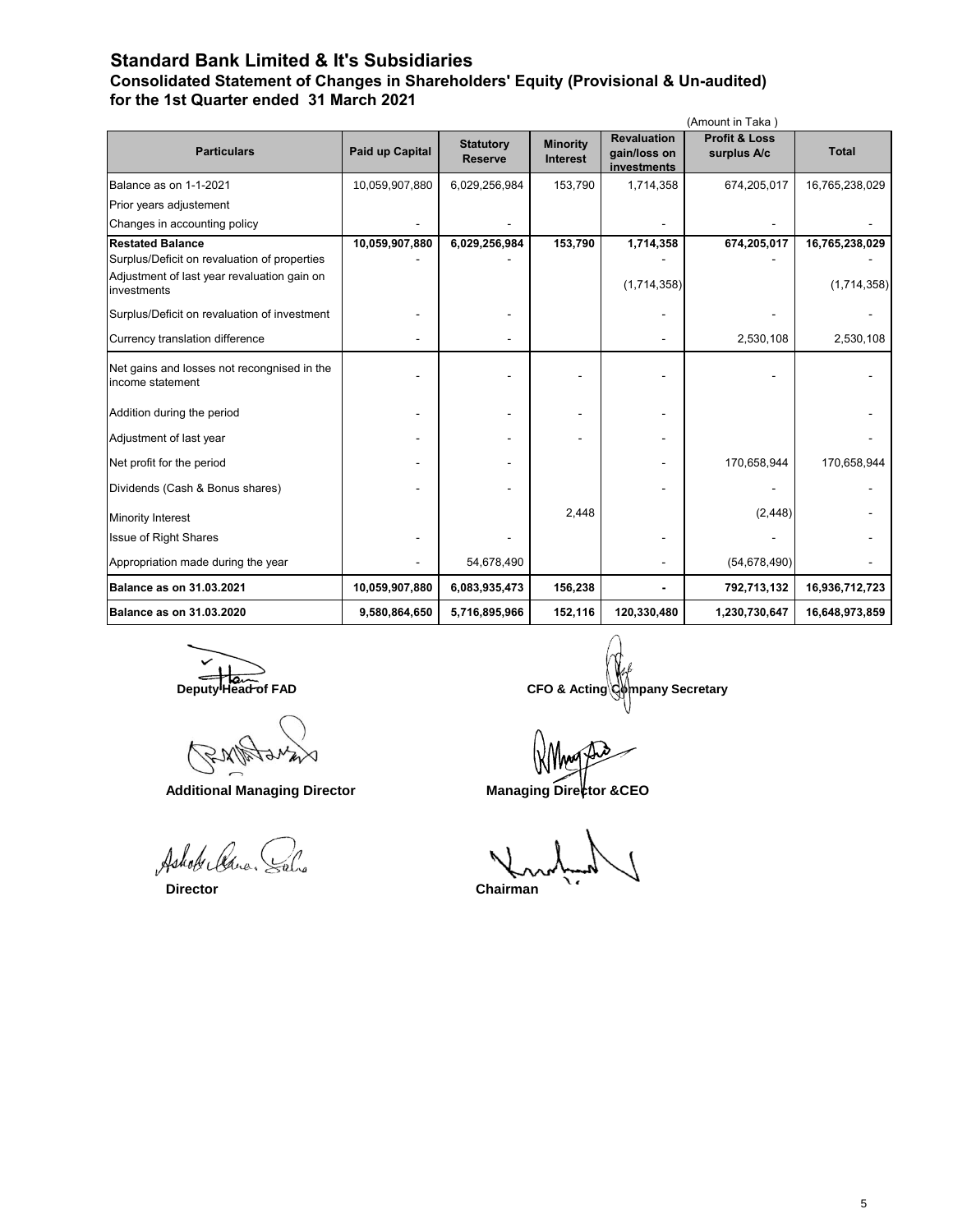# Standard Bank Limited & It's Subsidiaries

## Consolidated Statement of Changes in Shareholders' Equity (Provisional & Un-audited)

## for the 1st Quarter ended 31 March 2021

(Amount in Taka )

| Particulars | Paid up Capital | Statutory Reserve | Minority Interest | Revaluation gain/loss on investments | Profit & Loss surplus A/c | Total |
|---|---|---|---|---|---|---|
| Balance as on 1-1-2021 | 10,059,907,880 | 6,029,256,984 | 153,790 | 1,714,358 | 674,205,017 | 16,765,238,029 |
| Prior years adjustement | | | | | | |
| Changes in accounting policy | - | - | | - | - | - |
| **Restated Balance** | **10,059,907,880** | **6,029,256,984** | **153,790** | **1,714,358** | **674,205,017** | **16,765,238,029** |
| Surplus/Deficit on revaluation of properties | - | - | | - | - | - |
| Adjustment of last year revaluation gain on investments | | | | (1,714,358) | | (1,714,358) |
| Surplus/Deficit on revaluation of investment | - | - | | - | - | - |
| Currency translation difference | - | - | | - | 2,530,108 | 2,530,108 |
| Net gains and losses not recongnised in the income statement | - | - | - | - | - | - |
| Addition during the period | - | - | - | - | | - |
| Adjustment of last year | - | - | - | - | | - |
| Net profit for the period | - | - | | - | 170,658,944 | 170,658,944 |
| Dividends (Cash & Bonus shares) | - | - | | - | - | - |
| Minority Interest | | | 2,448 | | (2,448) | - |
| Issue of Right Shares | - | - | | - | - | - |
| Appropriation made during the year | - | 54,678,490 | | - | (54,678,490) | - |
| **Balance as on 31.03.2021** | **10,059,907,880** | **6,083,935,473** | **156,238** | **-** | **792,713,132** | **16,936,712,723** |
| **Balance as on 31.03.2020** | **9,580,864,650** | **5,716,895,966** | **152,116** | **120,330,480** | **1,230,730,647** | **16,648,973,859** |

**Deputy Head of FAD**

**CFO & Acting Company Secretary**

**Additional Managing Director**

**Managing Director &CEO**

**Director**

**Chairman**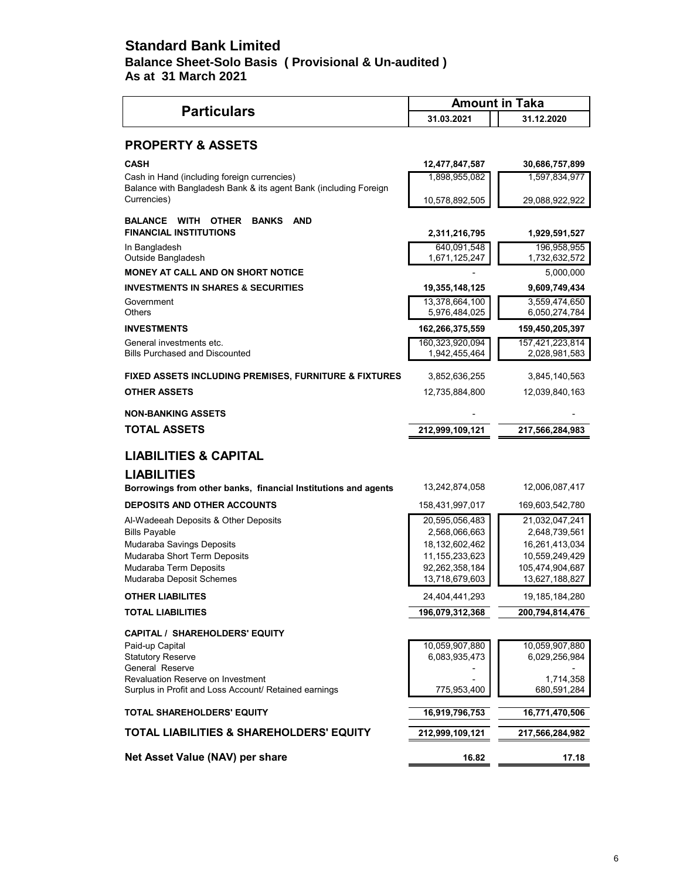# Standard Bank Limited

## Balance Sheet-Solo Basis ( Provisional & Un-audited )

### As at 31 March 2021

| Particulars | Amount in Taka | |
|---|---|---|
| | 31.03.2021 | 31.12.2020 |
| **PROPERTY & ASSETS** | | |
| **CASH** | **12,477,847,587** | **30,686,757,899** |
| Cash in Hand (including foreign currencies) | 1,898,955,082 | 1,597,834,977 |
| Balance with Bangladesh Bank & its agent Bank (including Foreign Currencies) | 10,578,892,505 | 29,088,922,922 |
| **BALANCE WITH OTHER BANKS AND FINANCIAL INSTITUTIONS** | **2,311,216,795** | **1,929,591,527** |
| In Bangladesh | 640,091,548 | 196,958,955 |
| Outside Bangladesh | 1,671,125,247 | 1,732,632,572 |
| **MONEY AT CALL AND ON SHORT NOTICE** | - | 5,000,000 |
| **INVESTMENTS IN SHARES & SECURITIES** | **19,355,148,125** | **9,609,749,434** |
| Government | 13,378,664,100 | 3,559,474,650 |
| Others | 5,976,484,025 | 6,050,274,784 |
| **INVESTMENTS** | **162,266,375,559** | **159,450,205,397** |
| General investments etc. | 160,323,920,094 | 157,421,223,814 |
| Bills Purchased and Discounted | 1,942,455,464 | 2,028,981,583 |
| **FIXED ASSETS INCLUDING PREMISES, FURNITURE & FIXTURES** | 3,852,636,255 | 3,845,140,563 |
| **OTHER ASSETS** | 12,735,884,800 | 12,039,840,163 |
| **NON-BANKING ASSETS** | - | - |
| **TOTAL ASSETS** | **212,999,109,121** | **217,566,284,983** |
| **LIABILITIES & CAPITAL** | | |
| **LIABILITIES** | | |
| **Borrowings from other banks, financial Institutions and agents** | 13,242,874,058 | 12,006,087,417 |
| **DEPOSITS AND OTHER ACCOUNTS** | 158,431,997,017 | 169,603,542,780 |
| Al-Wadeeah Deposits & Other Deposits | 20,595,056,483 | 21,032,047,241 |
| Bills Payable | 2,568,066,663 | 2,648,739,561 |
| Mudaraba Savings Deposits | 18,132,602,462 | 16,261,413,034 |
| Mudaraba Short Term Deposits | 11,155,233,623 | 10,559,249,429 |
| Mudaraba Term Deposits | 92,262,358,184 | 105,474,904,687 |
| Mudaraba Deposit Schemes | 13,718,679,603 | 13,627,188,827 |
| **OTHER LIABILITES** | 24,404,441,293 | 19,185,184,280 |
| **TOTAL LIABILITIES** | **196,079,312,368** | **200,794,814,476** |
| **CAPITAL / SHAREHOLDERS' EQUITY** | | |
| Paid-up Capital | 10,059,907,880 | 10,059,907,880 |
| Statutory Reserve | 6,083,935,473 | 6,029,256,984 |
| General Reserve | - | - |
| Revaluation Reserve on Investment | - | 1,714,358 |
| Surplus in Profit and Loss Account/ Retained earnings | 775,953,400 | 680,591,284 |
| **TOTAL SHAREHOLDERS' EQUITY** | **16,919,796,753** | **16,771,470,506** |
| **TOTAL LIABILITIES & SHAREHOLDERS' EQUITY** | **212,999,109,121** | **217,566,284,982** |
| **Net Asset Value (NAV) per share** | **16.82** | **17.18** |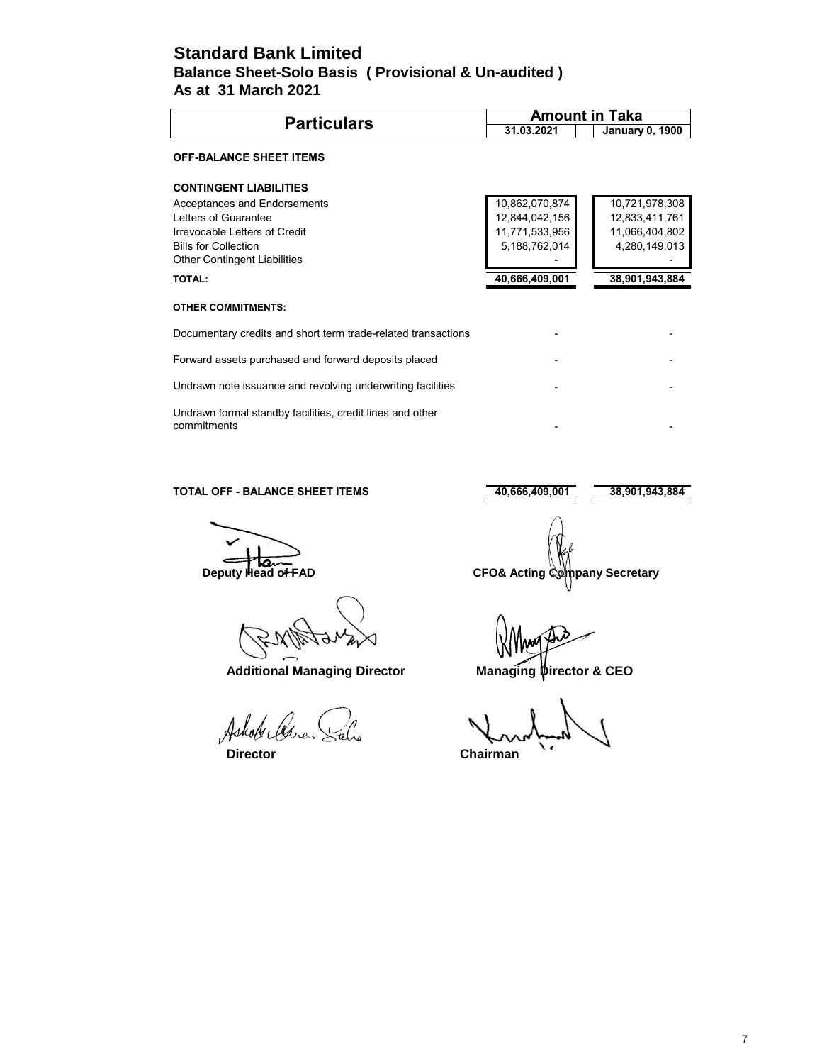# Standard Bank Limited

## Balance Sheet-Solo Basis ( Provisional & Un-audited )

## As at 31 March 2021

| Particulars | Amount in Taka | |
|---|---|---|
| | 31.03.2021 | January 0, 1900 |
| **OFF-BALANCE SHEET ITEMS** | | |
| **CONTINGENT LIABILITIES** | | |
| Acceptances and Endorsements | 10,862,070,874 | 10,721,978,308 |
| Letters of Guarantee | 12,844,042,156 | 12,833,411,761 |
| Irrevocable Letters of Credit | 11,771,533,956 | 11,066,404,802 |
| Bills for Collection | 5,188,762,014 | 4,280,149,013 |
| Other Contingent Liabilities | - | - |
| **TOTAL:** | **40,666,409,001** | **38,901,943,884** |
| **OTHER COMMITMENTS:** | | |
| Documentary credits and short term trade-related transactions | - | - |
| Forward assets purchased and forward deposits placed | - | - |
| Undrawn note issuance and revolving underwriting facilities | - | - |
| Undrawn formal standby facilities, credit lines and other commitments | - | - |
| **TOTAL OFF - BALANCE SHEET ITEMS** | **40,666,409,001** | **38,901,943,884** |

**Deputy Head of FAD** | **CFO& Acting Company Secretary**

**Additional Managing Director** | **Managing Director & CEO**

**Director** | **Chairman**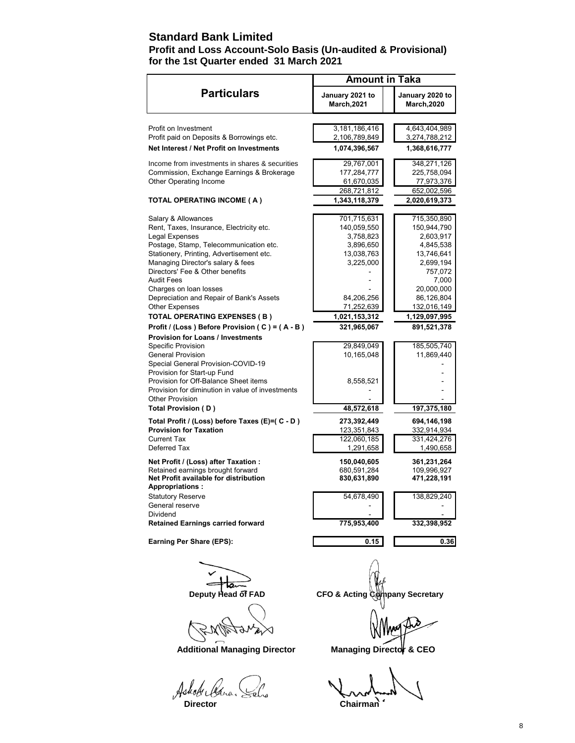# Standard Bank Limited

## Profit and Loss Account-Solo Basis (Un-audited & Provisional) for the 1st Quarter ended 31 March 2021

| Particulars | Amount in Taka | |
|---|---|---|
| | January 2021 to March,2021 | January 2020 to March,2020 |
| Profit on Investment | 3,181,186,416 | 4,643,404,989 |
| Profit paid on Deposits & Borrowings etc. | 2,106,789,849 | 3,274,788,212 |
| **Net Interest / Net Profit on Investments** | **1,074,396,567** | **1,368,616,777** |
| Income from investments in shares & securities | 29,767,001 | 348,271,126 |
| Commission, Exchange Earnings & Brokerage | 177,284,777 | 225,758,094 |
| Other Operating Income | 61,670,035 | 77,973,376 |
| | 268,721,812 | 652,002,596 |
| **TOTAL OPERATING INCOME ( A )** | **1,343,118,379** | **2,020,619,373** |
| Salary & Allowances | 701,715,631 | 715,350,890 |
| Rent, Taxes, Insurance, Electricity etc. | 140,059,550 | 150,944,790 |
| Legal Expenses | 3,758,823 | 2,603,917 |
| Postage, Stamp, Telecommunication etc. | 3,896,650 | 4,845,538 |
| Stationery, Printing, Advertisement etc. | 13,038,763 | 13,746,641 |
| Managing Director's salary & fees | 3,225,000 | 2,699,194 |
| Directors' Fee & Other benefits | - | 757,072 |
| Audit Fees | - | 7,000 |
| Charges on loan losses | - | 20,000,000 |
| Depreciation and Repair of Bank's Assets | 84,206,256 | 86,126,804 |
| Other Expenses | 71,252,639 | 132,016,149 |
| **TOTAL OPERATING EXPENSES ( B )** | **1,021,153,312** | **1,129,097,995** |
| **Profit / (Loss ) Before Provision ( C ) = ( A - B )** | **321,965,067** | **891,521,378** |
| **Provision for Loans / Investments** | | |
| Specific Provision | 29,849,049 | 185,505,740 |
| General Provision | 10,165,048 | 11,869,440 |
| Special General Provision-COVID-19 | | - |
| Provision for Start-up Fund | | - |
| Provision for Off-Balance Sheet items | 8,558,521 | - |
| Provision for diminution in value of investments | - | - |
| Other Provision | - | - |
| **Total Provision ( D )** | **48,572,618** | **197,375,180** |
| **Total Profit / (Loss) before Taxes (E)=( C - D )** | **273,392,449** | **694,146,198** |
| **Provision for Taxation** | 123,351,843 | 332,914,934 |
| Current Tax | 122,060,185 | 331,424,276 |
| Deferred Tax | 1,291,658 | 1,490,658 |
| **Net Profit / (Loss) after Taxation :** | **150,040,605** | **361,231,264** |
| Retained earnings brought forward | 680,591,284 | 109,996,927 |
| **Net Profit available for distribution** | **830,631,890** | **471,228,191** |
| **Appropriations :** | | |
| Statutory Reserve | 54,678,490 | 138,829,240 |
| General reserve | - | - |
| Dividend | - | - |
| **Retained Earnings carried forward** | **775,953,400** | **332,398,952** |
| **Earning Per Share (EPS):** | **0.15** | **0.36** |

**Deputy Head of FAD** | **CFO & Acting Company Secretary**

**Additional Managing Director** | **Managing Director & CEO**

**Director** | **Chairman**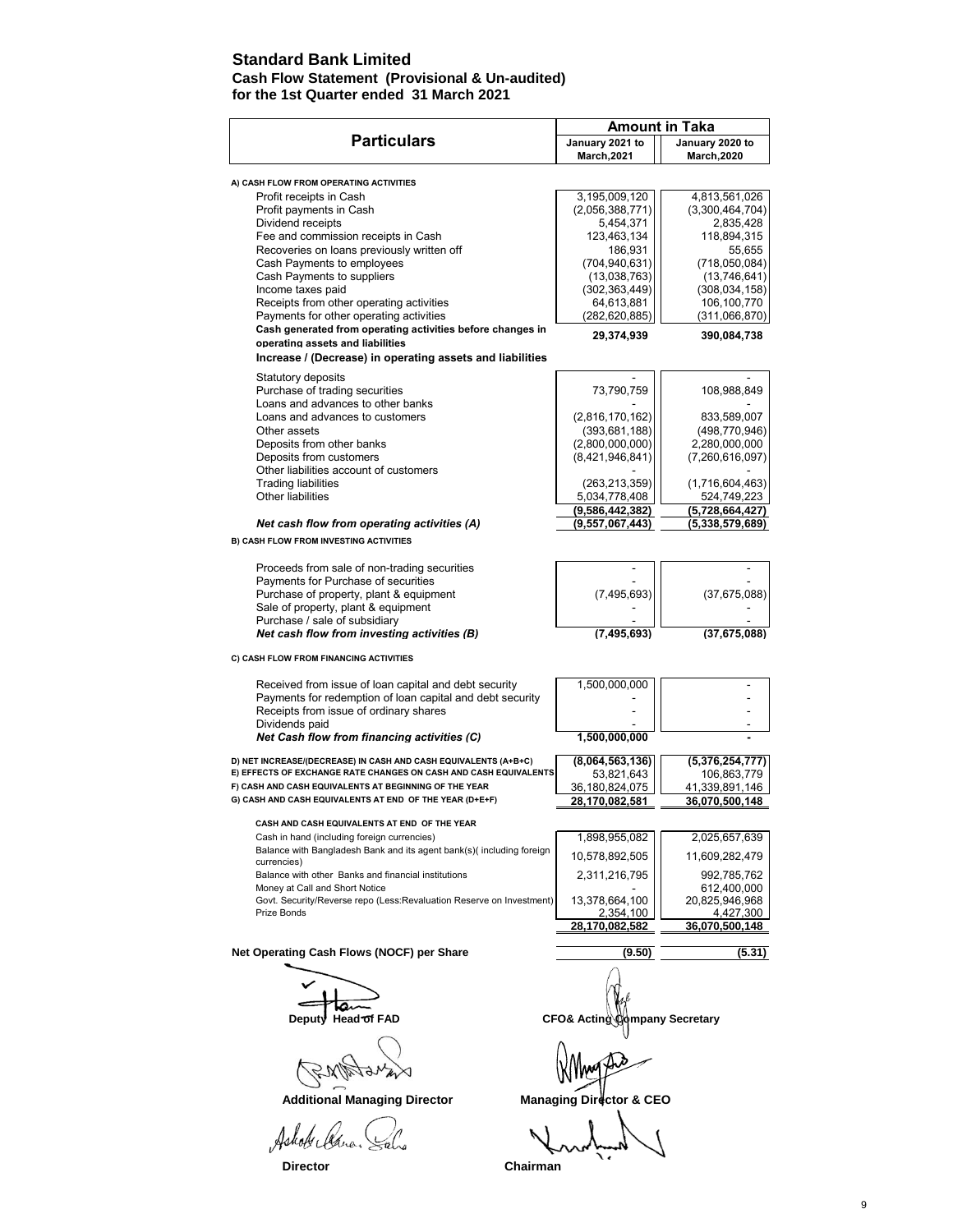# Standard Bank Limited

### Cash Flow Statement (Provisional & Un-audited)
### for the 1st Quarter ended 31 March 2021

| Particulars | Amount in Taka | |
|---|---|---|
| | January 2021 to March,2021 | January 2020 to March,2020 |
| **A) CASH FLOW FROM OPERATING ACTIVITIES** | | |
| Profit receipts in Cash | 3,195,009,120 | 4,813,561,026 |
| Profit payments in Cash | (2,056,388,771) | (3,300,464,704) |
| Dividend receipts | 5,454,371 | 2,835,428 |
| Fee and commission receipts in Cash | 123,463,134 | 118,894,315 |
| Recoveries on loans previously written off | 186,931 | 55,655 |
| Cash Payments to employees | (704,940,631) | (718,050,084) |
| Cash Payments to suppliers | (13,038,763) | (13,746,641) |
| Income taxes paid | (302,363,449) | (308,034,158) |
| Receipts from other operating activities | 64,613,881 | 106,100,770 |
| Payments for other operating activities | (282,620,885) | (311,066,870) |
| **Cash generated from operating activities before changes in operating assets and liabilities** | **29,374,939** | **390,084,738** |
| **Increase / (Decrease) in operating assets and liabilities** | | |
| Statutory deposits | - | - |
| Purchase of trading securities | 73,790,759 | 108,988,849 |
| Loans and advances to other banks | - | - |
| Loans and advances to customers | (2,816,170,162) | 833,589,007 |
| Other assets | (393,681,188) | (498,770,946) |
| Deposits from other banks | (2,800,000,000) | 2,280,000,000 |
| Deposits from customers | (8,421,946,841) | (7,260,616,097) |
| Other liabilities account of customers | - | - |
| Trading liabilities | (263,213,359) | (1,716,604,463) |
| Other liabilities | 5,034,778,408 | 524,749,223 |
| | **(9,586,442,382)** | **(5,728,664,427)** |
| ***Net cash flow from operating activities (A)*** | **(9,557,067,443)** | **(5,338,579,689)** |
| **B) CASH FLOW FROM INVESTING ACTIVITIES** | | |
| Proceeds from sale of non-trading securities | - | - |
| Payments for Purchase of securities | - | - |
| Purchase of property, plant & equipment | (7,495,693) | (37,675,088) |
| Sale of property, plant & equipment | - | - |
| Purchase / sale of subsidiary | - | - |
| ***Net cash flow from investing activities (B)*** | **(7,495,693)** | **(37,675,088)** |
| **C) CASH FLOW FROM FINANCING ACTIVITIES** | | |
| Received from issue of loan capital and debt security | 1,500,000,000 | - |
| Payments for redemption of loan capital and debt security | - | - |
| Receipts from issue of ordinary shares | - | - |
| Dividends paid | - | - |
| ***Net Cash flow from financing activities (C)*** | **1,500,000,000** | **-** |
| **D) NET INCREASE/(DECREASE) IN CASH AND CASH EQUIVALENTS (A+B+C)** | **(8,064,563,136)** | **(5,376,254,777)** |
| **E) EFFECTS OF EXCHANGE RATE CHANGES ON CASH AND CASH EQUIVALENTS** | 53,821,643 | 106,863,779 |
| **F) CASH AND CASH EQUIVALENTS AT BEGINNING OF THE YEAR** | 36,180,824,075 | 41,339,891,146 |
| **G) CASH AND CASH EQUIVALENTS AT END OF THE YEAR (D+E+F)** | **28,170,082,581** | **36,070,500,148** |
| **CASH AND CASH EQUIVALENTS AT END OF THE YEAR** | | |
| Cash in hand (including foreign currencies) | 1,898,955,082 | 2,025,657,639 |
| Balance with Bangladesh Bank and its agent bank(s)( including foreign currencies) | 10,578,892,505 | 11,609,282,479 |
| Balance with other Banks and financial institutions | 2,311,216,795 | 992,785,762 |
| Money at Call and Short Notice | - | 612,400,000 |
| Govt. Security/Reverse repo (Less:Revaluation Reserve on Investment) | 13,378,664,100 | 20,825,946,968 |
| Prize Bonds | 2,354,100 | 4,427,300 |
| | **28,170,082,582** | **36,070,500,148** |
| **Net Operating Cash Flows (NOCF) per Share** | **(9.50)** | **(5.31)** |

**Deputy Head of FAD** | **CFO& Acting Company Secretary**

**Additional Managing Director** | **Managing Director & CEO**

**Director** | **Chairman**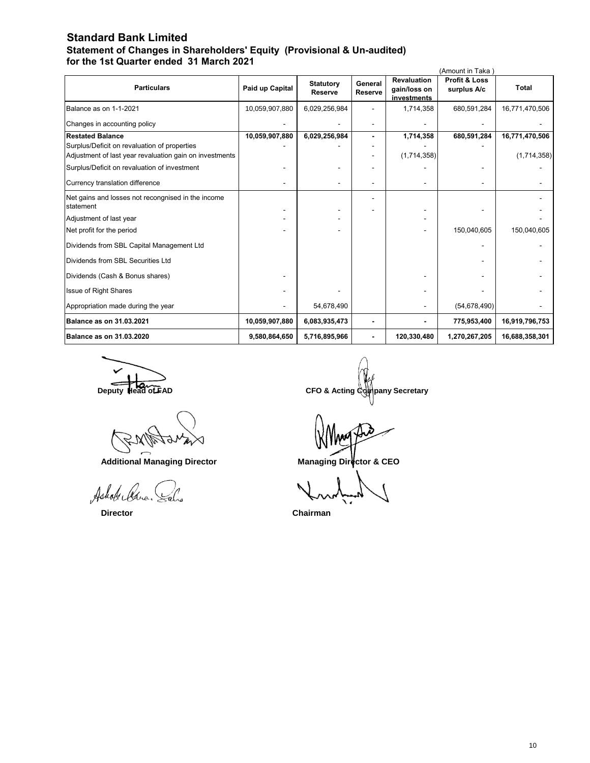# Standard Bank Limited

## Statement of Changes in Shareholders' Equity (Provisional & Un-audited)

### for the 1st Quarter ended 31 March 2021

(Amount in Taka )

| Particulars | Paid up Capital | Statutory Reserve | General Reserve | Revaluation gain/loss on investments | Profit & Loss surplus A/c | Total |
|---|---|---|---|---|---|---|
| Balance as on 1-1-2021 | 10,059,907,880 | 6,029,256,984 | - | 1,714,358 | 680,591,284 | 16,771,470,506 |
| Changes in accounting policy | - | - | - | - | - | - |
| **Restated Balance** | **10,059,907,880** | **6,029,256,984** | **-** | **1,714,358** | **680,591,284** | **16,771,470,506** |
| Surplus/Deficit on revaluation of properties | - | - | - | - | - | |
| Adjustment of last year revaluation gain on investments | | | - | (1,714,358) | | (1,714,358) |
| Surplus/Deficit on revaluation of investment | - | - | - | - | - | - |
| Currency translation difference | - | - | - | - | - | - |
| Net gains and losses not recongnised in the income statement | - | - | - | - | - | - |
| Adjustment of last year | - | - | | - | | - |
| Net profit for the period | - | - | | - | 150,040,605 | 150,040,605 |
| Dividends from SBL Capital Management Ltd | | | | | - | - |
| Dividends from SBL Securities Ltd | | | | | - | - |
| Dividends (Cash & Bonus shares) | - | | | - | - | - |
| Issue of Right Shares | - | - | | - | - | - |
| Appropriation made during the year | - | 54,678,490 | | - | (54,678,490) | - |
| **Balance as on 31.03.2021** | **10,059,907,880** | **6,083,935,473** | **-** | **-** | **775,953,400** | **16,919,796,753** |
| **Balance as on 31.03.2020** | **9,580,864,650** | **5,716,895,966** | **-** | **120,330,480** | **1,270,267,205** | **16,688,358,301** |

**Deputy Head of FAD** **CFO & Acting Company Secretary**

**Additional Managing Director** **Managing Director & CEO**

**Director** **Chairman**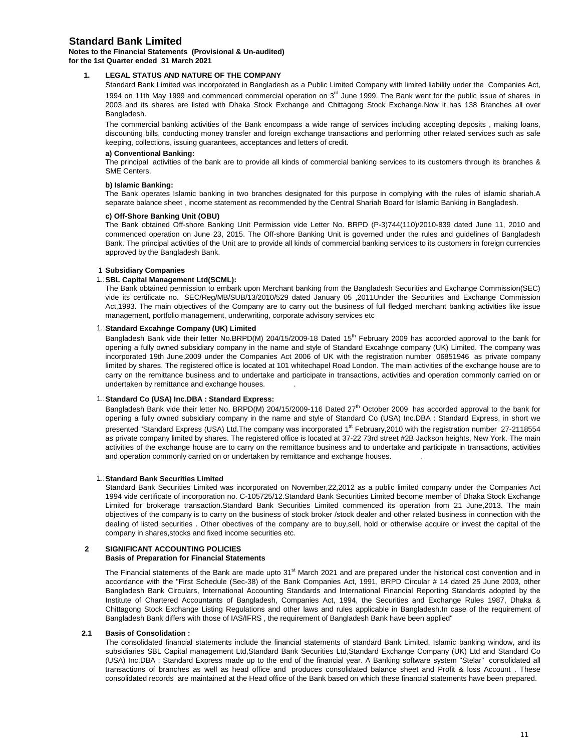# Standard Bank Limited

**Notes to the Financial Statements (Provisional & Un-audited)**
**for the 1st Quarter ended 31 March 2021**

## 1. LEGAL STATUS AND NATURE OF THE COMPANY

Standard Bank Limited was incorporated in Bangladesh as a Public Limited Company with limited liability under the Companies Act, 1994 on 11th May 1999 and commenced commercial operation on 3rd June 1999. The Bank went for the public issue of shares in 2003 and its shares are listed with Dhaka Stock Exchange and Chittagong Stock Exchange.Now it has 138 Branches all over Bangladesh.

The commercial banking activities of the Bank encompass a wide range of services including accepting deposits , making loans, discounting bills, conducting money transfer and foreign exchange transactions and performing other related services such as safe keeping, collections, issuing guarantees, acceptances and letters of credit.

**a) Conventional Banking:**

The principal activities of the bank are to provide all kinds of commercial banking services to its customers through its branches & SME Centers.

**b) Islamic Banking:**

The Bank operates Islamic banking in two branches designated for this purpose in complying with the rules of islamic shariah.A separate balance sheet , income statement as recommended by the Central Shariah Board for Islamic Banking in Bangladesh.

**c) Off-Shore Banking Unit (OBU)**

The Bank obtained Off-shore Banking Unit Permission vide Letter No. BRPD (P-3)744(110)/2010-839 dated June 11, 2010 and commenced operation on June 23, 2015. The Off-shore Banking Unit is governed under the rules and guidelines of Bangladesh Bank. The principal activities of the Unit are to provide all kinds of commercial banking services to its customers in foreign currencies approved by the Bangladesh Bank.

### 1 Subsidiary Companies

**1.. SBL Capital Management Ltd(SCML):**

The Bank obtained permission to embark upon Merchant banking from the Bangladesh Securities and Exchange Commission(SEC) vide its certificate no. SEC/Reg/MB/SUB/13/2010/529 dated January 05 ,2011Under the Securities and Exchange Commission Act,1993. The main objectives of the Company are to carry out the business of full fledged merchant banking activities like issue management, portfolio management, underwriting, corporate advisory services etc

**1.. Standard Excahnge Company (UK) Limited**

Bangladesh Bank vide their letter No.BRPD(M) 204/15/2009-18 Dated 15th February 2009 has accorded approval to the bank for opening a fully owned subsidiary company in the name and style of Standard Excahnge company (UK) Limited. The company was incorporated 19th June,2009 under the Companies Act 2006 of UK with the registration number 06851946 as private company limited by shares. The registered office is located at 101 whitechapel Road London. The main activities of the exchange house are to carry on the remittance business and to undertake and participate in transactions, activities and operation commonly carried on or undertaken by remittance and exchange houses.

**1.. Standard Co (USA) Inc.DBA : Standard Express:**

Bangladesh Bank vide their letter No. BRPD(M) 204/15/2009-116 Dated 27th October 2009 has accorded approval to the bank for opening a fully owned subsidiary company in the name and style of Standard Co (USA) Inc.DBA : Standard Express, in short we presented "Standard Express (USA) Ltd.The company was incorporated 1st February,2010 with the registration number 27-2118554 as private company limited by shares. The registered office is located at 37-22 73rd street #2B Jackson heights, New York. The main activities of the exchange house are to carry on the remittance business and to undertake and participate in transactions, activities and operation commonly carried on or undertaken by remittance and exchange houses.

**1.. Standard Bank Securities Limited**

Standard Bank Securities Limited was incorporated on November,22,2012 as a public limited company under the Companies Act 1994 vide certificate of incorporation no. C-105725/12.Standard Bank Securities Limited become member of Dhaka Stock Exchange Limited for brokerage transaction.Standard Bank Securities Limited commenced its operation from 21 June,2013. The main objectives of the company is to carry on the business of stock broker /stock dealer and other related business in connection with the dealing of listed securities . Other obectives of the company are to buy,sell, hold or otherwise acquire or invest the capital of the company in shares,stocks and fixed income securities etc.

## 2 SIGNIFICANT ACCOUNTING POLICIES

**Basis of Preparation for Financial Statements**

The Financial statements of the Bank are made upto 31st March 2021 and are prepared under the historical cost convention and in accordance with the "First Schedule (Sec-38) of the Bank Companies Act, 1991, BRPD Circular # 14 dated 25 June 2003, other Bangladesh Bank Circulars, International Accounting Standards and International Financial Reporting Standards adopted by the Institute of Chartered Accountants of Bangladesh, Companies Act, 1994, the Securities and Exchange Rules 1987, Dhaka & Chittagong Stock Exchange Listing Regulations and other laws and rules applicable in Bangladesh.In case of the requirement of Bangladesh Bank differs with those of IAS/IFRS , the requirement of Bangladesh Bank have been applied"

### 2.1 Basis of Consolidation :

The consolidated financial statements include the financial statements of standard Bank Limited, Islamic banking window, and its subsidiaries SBL Capital management Ltd,Standard Bank Securities Ltd,Standard Exchange Company (UK) Ltd and Standard Co (USA) Inc.DBA : Standard Express made up to the end of the financial year. A Banking software system "Stelar" consolidated all transactions of branches as well as head office and produces consolidated balance sheet and Profit & loss Account . These consolidated records are maintained at the Head office of the Bank based on which these financial statements have been prepared.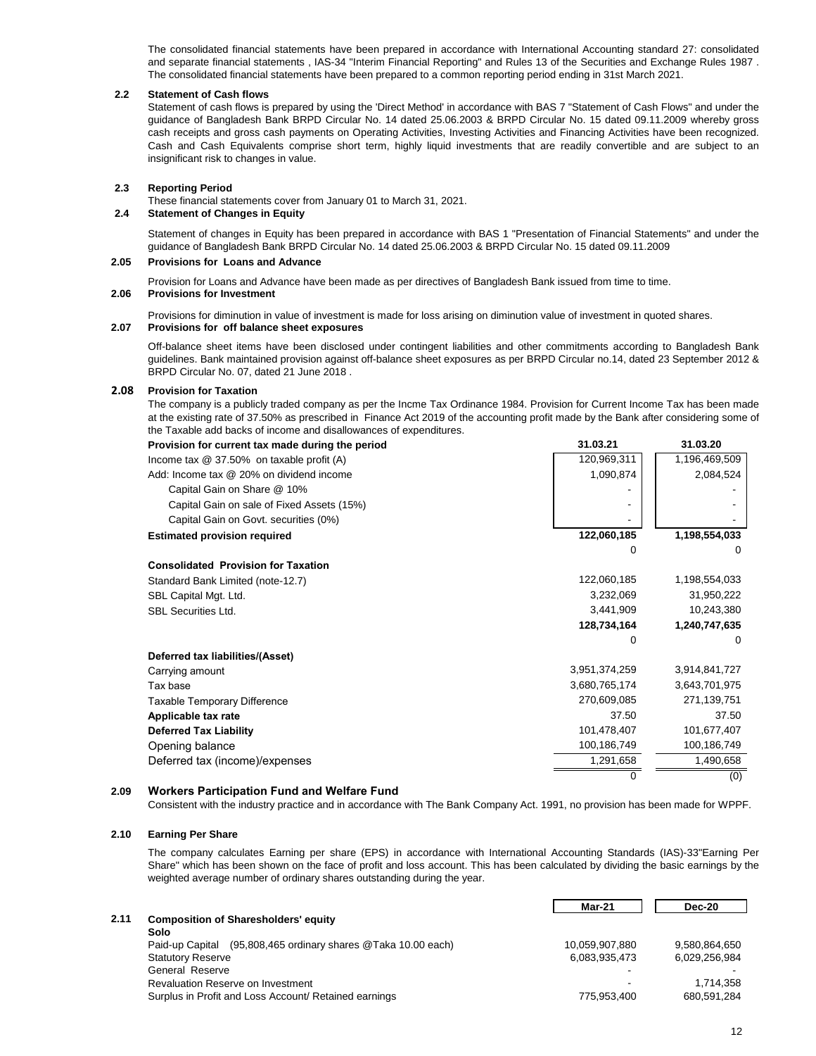The consolidated financial statements have been prepared in accordance with International Accounting standard 27: consolidated and separate financial statements , IAS-34 "Interim Financial Reporting" and Rules 13 of the Securities and Exchange Rules 1987 . The consolidated financial statements have been prepared to a common reporting period ending in 31st March 2021.

### 2.2 Statement of Cash flows

Statement of cash flows is prepared by using the 'Direct Method' in accordance with BAS 7 "Statement of Cash Flows" and under the guidance of Bangladesh Bank BRPD Circular No. 14 dated 25.06.2003 & BRPD Circular No. 15 dated 09.11.2009 whereby gross cash receipts and gross cash payments on Operating Activities, Investing Activities and Financing Activities have been recognized. Cash and Cash Equivalents comprise short term, highly liquid investments that are readily convertible and are subject to an insignificant risk to changes in value.

### 2.3 Reporting Period

These financial statements cover from January 01 to March 31, 2021.

### 2.4 Statement of Changes in Equity

Statement of changes in Equity has been prepared in accordance with BAS 1 "Presentation of Financial Statements" and under the guidance of Bangladesh Bank BRPD Circular No. 14 dated 25.06.2003 & BRPD Circular No. 15 dated 09.11.2009

### 2.05 Provisions for Loans and Advance

Provision for Loans and Advance have been made as per directives of Bangladesh Bank issued from time to time.

### 2.06 Provisions for Investment

Provisions for diminution in value of investment is made for loss arising on diminution value of investment in quoted shares.

### 2.07 Provisions for off balance sheet exposures

Off-balance sheet items have been disclosed under contingent liabilities and other commitments according to Bangladesh Bank guidelines. Bank maintained provision against off-balance sheet exposures as per BRPD Circular no.14, dated 23 September 2012 & BRPD Circular No. 07, dated 21 June 2018 .

### 2.08 Provision for Taxation

The company is a publicly traded company as per the Incme Tax Ordinance 1984. Provision for Current Income Tax has been made at the existing rate of 37.50% as prescribed in Finance Act 2019 of the accounting profit made by the Bank after considering some of the Taxable add backs of income and disallowances of expenditures.

| **Provision for current tax made during the period** | **31.03.21** | **31.03.20** |
|---|---|---|
| Income tax @ 37.50% on taxable profit (A) | 120,969,311 | 1,196,469,509 |
| Add: Income tax @ 20% on dividend income | 1,090,874 | 2,084,524 |
| Capital Gain on Share @ 10% | - | - |
| Capital Gain on sale of Fixed Assets (15%) | - | - |
| Capital Gain on Govt. securities (0%) | - | - |
| **Estimated provision required** | **122,060,185** | **1,198,554,033** |
| | 0 | 0 |
| **Consolidated Provision for Taxation** | | |
| Standard Bank Limited (note-12.7) | 122,060,185 | 1,198,554,033 |
| SBL Capital Mgt. Ltd. | 3,232,069 | 31,950,222 |
| SBL Securities Ltd. | 3,441,909 | 10,243,380 |
| | **128,734,164** | **1,240,747,635** |
| | 0 | 0 |
| **Deferred tax liabilities/(Asset)** | | |
| Carrying amount | 3,951,374,259 | 3,914,841,727 |
| Tax base | 3,680,765,174 | 3,643,701,975 |
| Taxable Temporary Difference | 270,609,085 | 271,139,751 |
| **Applicable tax rate** | 37.50 | 37.50 |
| **Deferred Tax Liability** | 101,478,407 | 101,677,407 |
| Opening balance | 100,186,749 | 100,186,749 |
| Deferred tax (income)/expenses | 1,291,658 | 1,490,658 |
| | 0 | (0) |

### 2.09 Workers Participation Fund and Welfare Fund

Consistent with the industry practice and in accordance with The Bank Company Act. 1991, no provision has been made for WPPF.

### 2.10 Earning Per Share

The company calculates Earning per share (EPS) in accordance with International Accounting Standards (IAS)-33"Earning Per Share" which has been shown on the face of profit and loss account. This has been calculated by dividing the basic earnings by the weighted average number of ordinary shares outstanding during the year.

### 2.11 Composition of Sharesholders' equity

| **Solo** | **Mar-21** | **Dec-20** |
|---|---|---|
| Paid-up Capital (95,808,465 ordinary shares @Taka 10.00 each) | 10,059,907,880 | 9,580,864,650 |
| Statutory Reserve | 6,083,935,473 | 6,029,256,984 |
| General Reserve | - | - |
| Revaluation Reserve on Investment | - | 1,714,358 |
| Surplus in Profit and Loss Account/ Retained earnings | 775,953,400 | 680,591,284 |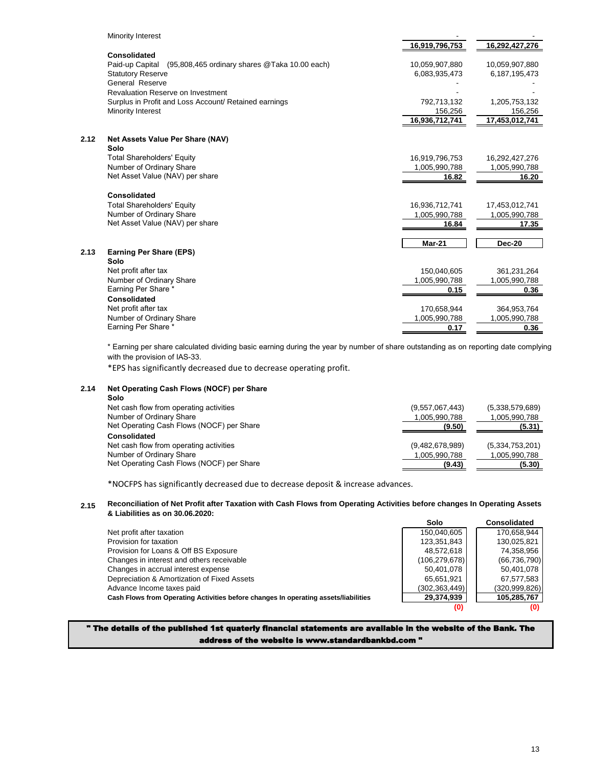| | | |
|---|---|---|
| Minority Interest | - | - |
| | **16,919,796,753** | **16,292,427,276** |
| **Consolidated** | | |
| Paid-up Capital (95,808,465 ordinary shares @Taka 10.00 each) | 10,059,907,880 | 10,059,907,880 |
| Statutory Reserve | 6,083,935,473 | 6,187,195,473 |
| General Reserve | - | - |
| Revaluation Reserve on Investment | - | - |
| Surplus in Profit and Loss Account/ Retained earnings | 792,713,132 | 1,205,753,132 |
| Minority Interest | 156,256 | 156,256 |
| | **16,936,712,741** | **17,453,012,741** |

## 2.12 Net Assets Value Per Share (NAV)

| | | |
|---|---|---|
| **Solo** | | |
| Total Shareholders' Equity | 16,919,796,753 | 16,292,427,276 |
| Number of Ordinary Share | 1,005,990,788 | 1,005,990,788 |
| Net Asset Value (NAV) per share | **16.82** | **16.20** |
| **Consolidated** | | |
| Total Shareholders' Equity | 16,936,712,741 | 17,453,012,741 |
| Number of Ordinary Share | 1,005,990,788 | 1,005,990,788 |
| Net Asset Value (NAV) per share | **16.84** | **17.35** |

## 2.13 Earning Per Share (EPS)

| | Mar-21 | Dec-20 |
|---|---|---|
| **Solo** | | |
| Net profit after tax | 150,040,605 | 361,231,264 |
| Number of Ordinary Share | 1,005,990,788 | 1,005,990,788 |
| Earning Per Share * | **0.15** | **0.36** |
| **Consolidated** | | |
| Net profit after tax | 170,658,944 | 364,953,764 |
| Number of Ordinary Share | 1,005,990,788 | 1,005,990,788 |
| Earning Per Share * | **0.17** | **0.36** |

* Earning per share calculated dividing basic earning during the year by number of share outstanding as on reporting date complying with the provision of IAS-33.

*EPS has significantly decreased due to decrease operating profit.

## 2.14 Net Operating Cash Flows (NOCF) per Share

| | | |
|---|---|---|
| **Solo** | | |
| Net cash flow from operating activities | (9,557,067,443) | (5,338,579,689) |
| Number of Ordinary Share | 1,005,990,788 | 1,005,990,788 |
| Net Operating Cash Flows (NOCF) per Share | **(9.50)** | **(5.31)** |
| **Consolidated** | | |
| Net cash flow from operating activities | (9,482,678,989) | (5,334,753,201) |
| Number of Ordinary Share | 1,005,990,788 | 1,005,990,788 |
| Net Operating Cash Flows (NOCF) per Share | **(9.43)** | **(5.30)** |

*NOCFPS has significantly decreased due to decrease deposit & increase advances.

## 2.15 Reconciliation of Net Profit after Taxation with Cash Flows from Operating Activities before changes In Operating Assets & Liabilities as on 30.06.2020:

| | Solo | Consolidated |
|---|---|---|
| Net profit after taxation | 150,040,605 | 170,658,944 |
| Provision for taxation | 123,351,843 | 130,025,821 |
| Provision for Loans & Off BS Exposure | 48,572,618 | 74,358,956 |
| Changes in interest and others receivable | (106,279,678) | (66,736,790) |
| Changes in accrual interest expense | 50,401,078 | 50,401,078 |
| Depreciation & Amortization of Fixed Assets | 65,651,921 | 67,577,583 |
| Advance Income taxes paid | (302,363,449) | (320,999,826) |
| **Cash Flows from Operating Activities before changes In operating assets/liabilities** | **29,374,939** | **105,285,767** |
| | (0) | (0) |

**" The details of the published 1st quaterly financial statements are available in the website of the Bank. The address of the website is www.standardbankbd.com "**